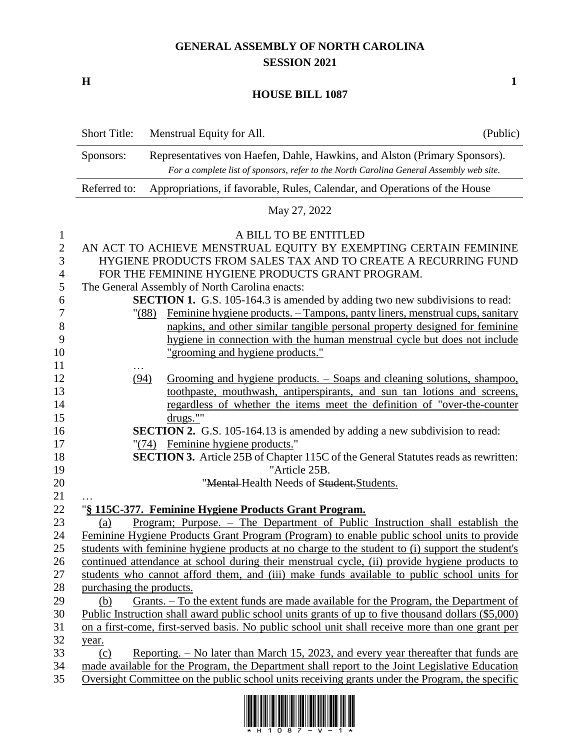# GENERAL ASSEMBLY OF NORTH CAROLINA
## SESSION 2021

**H** **1**

## HOUSE BILL 1087

| | | |
|---|---|---|
| Short Title: | Menstrual Equity for All. | (Public) |
| Sponsors: | Representatives von Haefen, Dahle, Hawkins, and Alston (Primary Sponsors). *For a complete list of sponsors, refer to the North Carolina General Assembly web site.* | |
| Referred to: | Appropriations, if favorable, Rules, Calendar, and Operations of the House | |

May 27, 2022

A BILL TO BE ENTITLED

AN ACT TO ACHIEVE MENSTRUAL EQUITY BY EXEMPTING CERTAIN FEMININE HYGIENE PRODUCTS FROM SALES TAX AND TO CREATE A RECURRING FUND FOR THE FEMININE HYGIENE PRODUCTS GRANT PROGRAM.

The General Assembly of North Carolina enacts:

**SECTION 1.** G.S. 105-164.3 is amended by adding two new subdivisions to read:

"(88) Feminine hygiene products. – Tampons, panty liners, menstrual cups, sanitary napkins, and other similar tangible personal property designed for feminine hygiene in connection with the human menstrual cycle but does not include "grooming and hygiene products."

…

(94) Grooming and hygiene products. – Soaps and cleaning solutions, shampoo, toothpaste, mouthwash, antiperspirants, and sun tan lotions and screens, regardless of whether the items meet the definition of "over-the-counter drugs.""

**SECTION 2.** G.S. 105-164.13 is amended by adding a new subdivision to read:

"(74) Feminine hygiene products."

**SECTION 3.** Article 25B of Chapter 115C of the General Statutes reads as rewritten:

"Article 25B.

"~~Mental~~ Health Needs of ~~Student.~~Students.

…

"**§ 115C-377. Feminine Hygiene Products Grant Program.**

(a) Program; Purpose. – The Department of Public Instruction shall establish the Feminine Hygiene Products Grant Program (Program) to enable public school units to provide students with feminine hygiene products at no charge to the student to (i) support the student's continued attendance at school during their menstrual cycle, (ii) provide hygiene products to students who cannot afford them, and (iii) make funds available to public school units for purchasing the products.

(b) Grants. – To the extent funds are made available for the Program, the Department of Public Instruction shall award public school units grants of up to five thousand dollars ($5,000) on a first-come, first-served basis. No public school unit shall receive more than one grant per year.

(c) Reporting. – No later than March 15, 2023, and every year thereafter that funds are made available for the Program, the Department shall report to the Joint Legislative Education Oversight Committee on the public school units receiving grants under the Program, the specific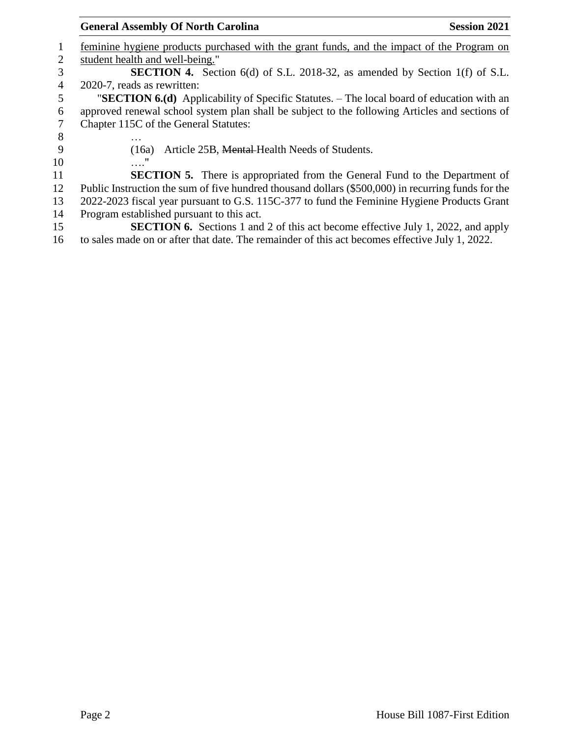feminine hygiene products purchased with the grant funds, and the impact of the Program on student health and well-being."

**SECTION 4.** Section 6(d) of S.L. 2018-32, as amended by Section 1(f) of S.L. 2020-7, reads as rewritten:

"**SECTION 6.(d)** Applicability of Specific Statutes. – The local board of education with an approved renewal school system plan shall be subject to the following Articles and sections of Chapter 115C of the General Statutes:

…

(16a) Article 25B, ~~Mental~~ Health Needs of Students.

…."

**SECTION 5.** There is appropriated from the General Fund to the Department of Public Instruction the sum of five hundred thousand dollars ($500,000) in recurring funds for the 2022-2023 fiscal year pursuant to G.S. 115C-377 to fund the Feminine Hygiene Products Grant Program established pursuant to this act.

**SECTION 6.** Sections 1 and 2 of this act become effective July 1, 2022, and apply to sales made on or after that date. The remainder of this act becomes effective July 1, 2022.